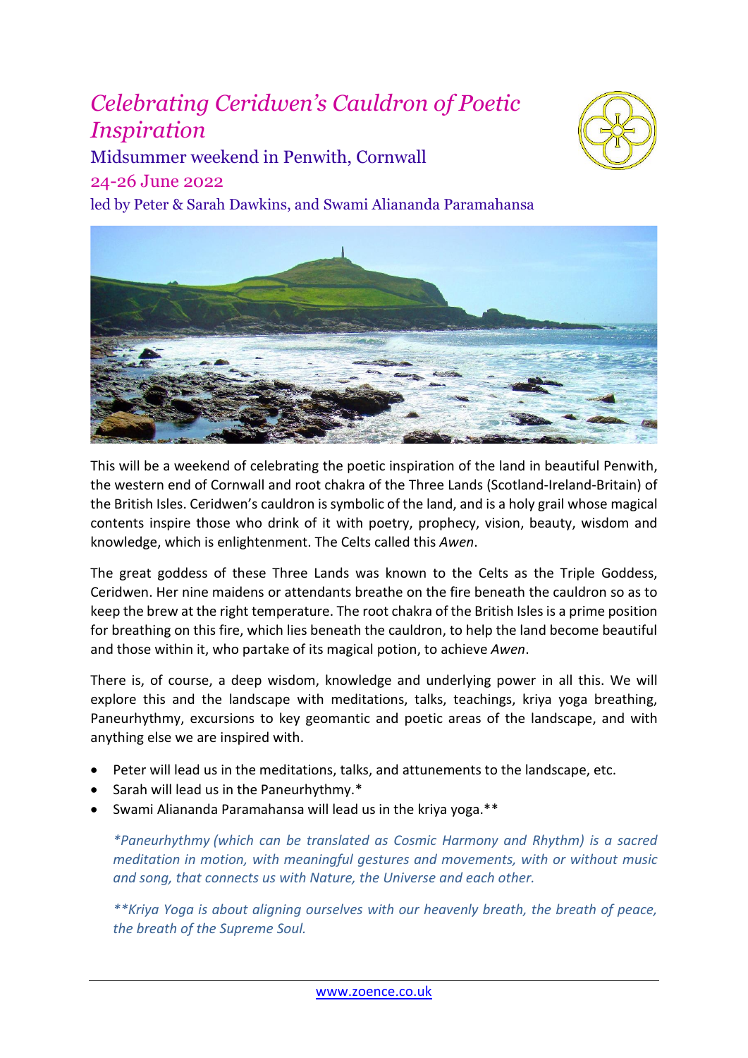# *Celebrating Ceridwen's Cauldron of Poetic Inspiration*

## Midsummer weekend in Penwith, Cornwall

## 24-26 June 2022

led by Peter & Sarah Dawkins, and Swami Aliananda Paramahansa

This will be a weekend of celebrating the poetic inspiration of the land in beautiful Penwith, the western end of Cornwall and root chakra of the Three Lands (Scotland-Ireland-Britain) of the British Isles. Ceridwen's cauldron is symbolic of the land, and is a holy grail whose magical contents inspire those who drink of it with poetry, prophecy, vision, beauty, wisdom and knowledge, which is enlightenment. The Celts called this *Awen*.

The great goddess of these Three Lands was known to the Celts as the Triple Goddess, Ceridwen. Her nine maidens or attendants breathe on the fire beneath the cauldron so as to keep the brew at the right temperature. The root chakra of the British Isles is a prime position for breathing on this fire, which lies beneath the cauldron, to help the land become beautiful and those within it, who partake of its magical potion, to achieve *Awen*.

There is, of course, a deep wisdom, knowledge and underlying power in all this. We will explore this and the landscape with meditations, talks, teachings, kriya yoga breathing, Paneurhythmy, excursions to key geomantic and poetic areas of the landscape, and with anything else we are inspired with.

- Peter will lead us in the meditations, talks, and attunements to the landscape, etc.
- Sarah will lead us in the Paneurhythmy.*
- Swami Aliananda Paramahansa will lead us in the kriya yoga.**

*\*Paneurhythmy (which can be translated as Cosmic Harmony and Rhythm) is a sacred meditation in motion, with meaningful gestures and movements, with or without music and song, that connects us with Nature, the Universe and each other.*

*\*\*Kriya Yoga is about aligning ourselves with our heavenly breath, the breath of peace, the breath of the Supreme Soul.*

www.zoence.co.uk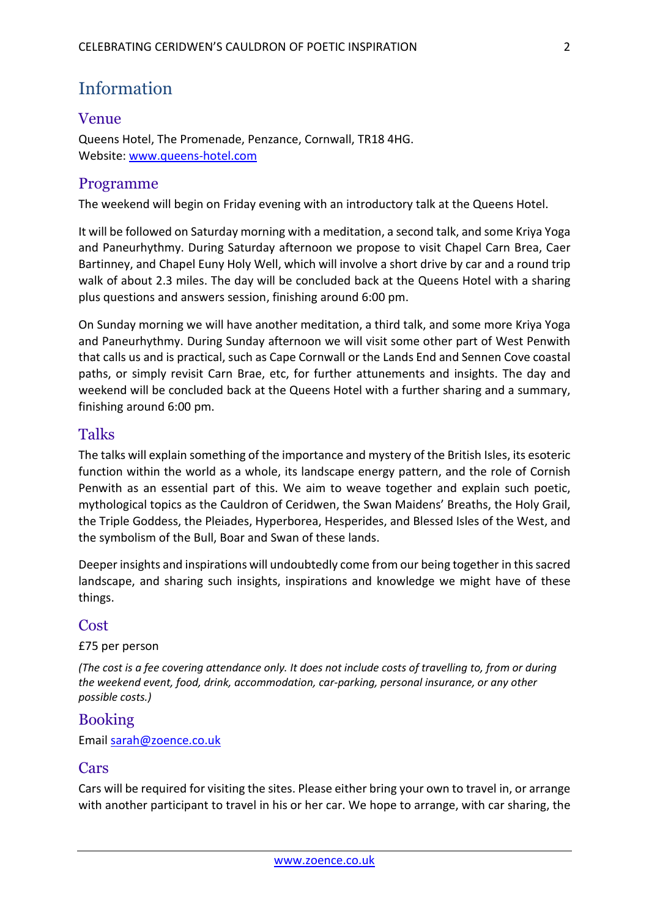# Information

## Venue

Queens Hotel, The Promenade, Penzance, Cornwall, TR18 4HG.
Website: [www.queens-hotel.com](www.queens-hotel.com)

## Programme

The weekend will begin on Friday evening with an introductory talk at the Queens Hotel.

It will be followed on Saturday morning with a meditation, a second talk, and some Kriya Yoga and Paneurhythmy. During Saturday afternoon we propose to visit Chapel Carn Brea, Caer Bartinney, and Chapel Euny Holy Well, which will involve a short drive by car and a round trip walk of about 2.3 miles. The day will be concluded back at the Queens Hotel with a sharing plus questions and answers session, finishing around 6:00 pm.

On Sunday morning we will have another meditation, a third talk, and some more Kriya Yoga and Paneurhythmy. During Sunday afternoon we will visit some other part of West Penwith that calls us and is practical, such as Cape Cornwall or the Lands End and Sennen Cove coastal paths, or simply revisit Carn Brae, etc, for further attunements and insights. The day and weekend will be concluded back at the Queens Hotel with a further sharing and a summary, finishing around 6:00 pm.

## Talks

The talks will explain something of the importance and mystery of the British Isles, its esoteric function within the world as a whole, its landscape energy pattern, and the role of Cornish Penwith as an essential part of this. We aim to weave together and explain such poetic, mythological topics as the Cauldron of Ceridwen, the Swan Maidens' Breaths, the Holy Grail, the Triple Goddess, the Pleiades, Hyperborea, Hesperides, and Blessed Isles of the West, and the symbolism of the Bull, Boar and Swan of these lands.

Deeper insights and inspirations will undoubtedly come from our being together in this sacred landscape, and sharing such insights, inspirations and knowledge we might have of these things.

## Cost

£75 per person

*(The cost is a fee covering attendance only. It does not include costs of travelling to, from or during the weekend event, food, drink, accommodation, car-parking, personal insurance, or any other possible costs.)*

## Booking

Email [sarah@zoence.co.uk](mailto:sarah@zoence.co.uk)

## Cars

Cars will be required for visiting the sites. Please either bring your own to travel in, or arrange with another participant to travel in his or her car. We hope to arrange, with car sharing, the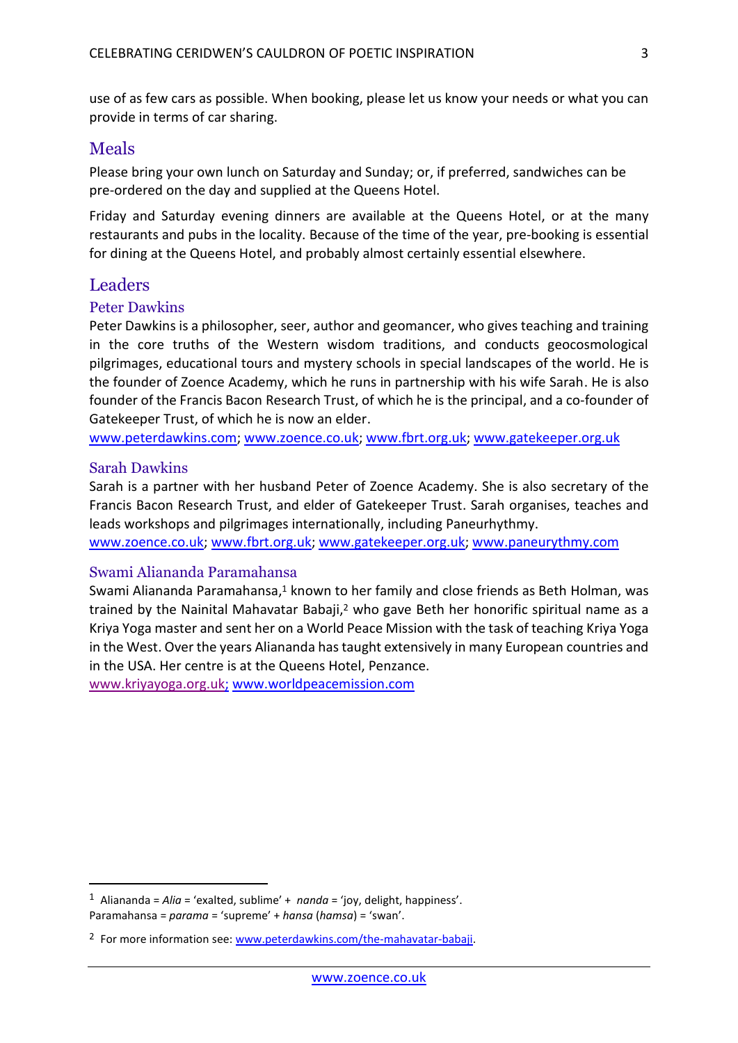use of as few cars as possible. When booking, please let us know your needs or what you can provide in terms of car sharing.

## Meals

Please bring your own lunch on Saturday and Sunday; or, if preferred, sandwiches can be pre-ordered on the day and supplied at the Queens Hotel.

Friday and Saturday evening dinners are available at the Queens Hotel, or at the many restaurants and pubs in the locality. Because of the time of the year, pre-booking is essential for dining at the Queens Hotel, and probably almost certainly essential elsewhere.

## Leaders

### Peter Dawkins

Peter Dawkins is a philosopher, seer, author and geomancer, who gives teaching and training in the core truths of the Western wisdom traditions, and conducts geocosmological pilgrimages, educational tours and mystery schools in special landscapes of the world. He is the founder of Zoence Academy, which he runs in partnership with his wife Sarah. He is also founder of the Francis Bacon Research Trust, of which he is the principal, and a co-founder of Gatekeeper Trust, of which he is now an elder.
www.peterdawkins.com; www.zoence.co.uk; www.fbrt.org.uk; www.gatekeeper.org.uk

### Sarah Dawkins

Sarah is a partner with her husband Peter of Zoence Academy. She is also secretary of the Francis Bacon Research Trust, and elder of Gatekeeper Trust. Sarah organises, teaches and leads workshops and pilgrimages internationally, including Paneurhythmy.
www.zoence.co.uk; www.fbrt.org.uk; www.gatekeeper.org.uk; www.paneurythmy.com

### Swami Aliananda Paramahansa

Swami Aliananda Paramahansa,[1] known to her family and close friends as Beth Holman, was trained by the Nainital Mahavatar Babaji,[2] who gave Beth her honorific spiritual name as a Kriya Yoga master and sent her on a World Peace Mission with the task of teaching Kriya Yoga in the West. Over the years Aliananda has taught extensively in many European countries and in the USA. Her centre is at the Queens Hotel, Penzance.
www.kriyayoga.org.uk; www.worldpeacemission.com

---

[1] Aliananda = *Alia* = 'exalted, sublime' + *nanda* = 'joy, delight, happiness'.
Paramahansa = *parama* = 'supreme' + *hansa* (*hamsa*) = 'swan'.

[2] For more information see: www.peterdawkins.com/the-mahavatar-babaji.